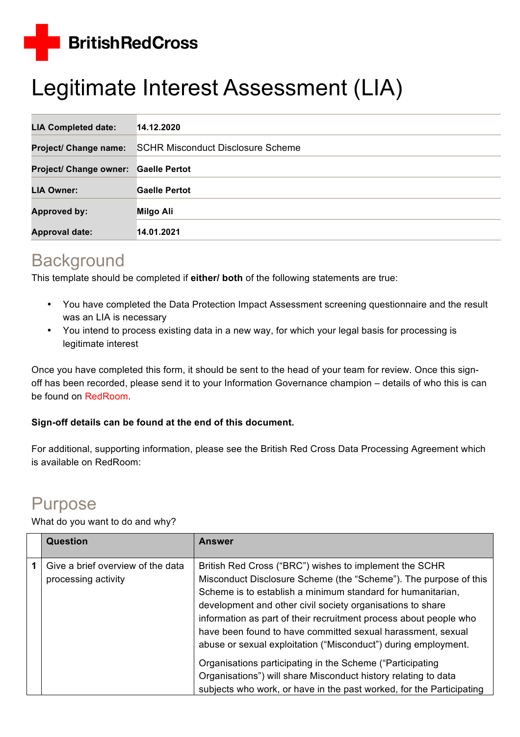BritishRedCross

# Legitimate Interest Assessment (LIA)

| | |
|---|---|
| **LIA Completed date:** | **14.12.2020** |
| **Project/ Change name:** | SCHR Misconduct Disclosure Scheme |
| **Project/ Change owner:** | **Gaelle Pertot** |
| **LIA Owner:** | **Gaelle Pertot** |
| **Approved by:** | **Milgo Ali** |
| **Approval date:** | **14.01.2021** |

## Background

This template should be completed if **either/ both** of the following statements are true:

- You have completed the Data Protection Impact Assessment screening questionnaire and the result was an LIA is necessary
- You intend to process existing data in a new way, for which your legal basis for processing is legitimate interest

Once you have completed this form, it should be sent to the head of your team for review. Once this sign-off has been recorded, please send it to your Information Governance champion – details of who this is can be found on RedRoom.

**Sign-off details can be found at the end of this document.**

For additional, supporting information, please see the British Red Cross Data Processing Agreement which is available on RedRoom:

## Purpose

What do you want to do and why?

| | Question | Answer |
|---|---|---|
| **1** | Give a brief overview of the data processing activity | British Red Cross ("BRC") wishes to implement the SCHR Misconduct Disclosure Scheme (the "Scheme"). The purpose of this Scheme is to establish a minimum standard for humanitarian, development and other civil society organisations to share information as part of their recruitment process about people who have been found to have committed sexual harassment, sexual abuse or sexual exploitation ("Misconduct") during employment.<br><br>Organisations participating in the Scheme ("Participating Organisations") will share Misconduct history relating to data subjects who work, or have in the past worked, for the Participating |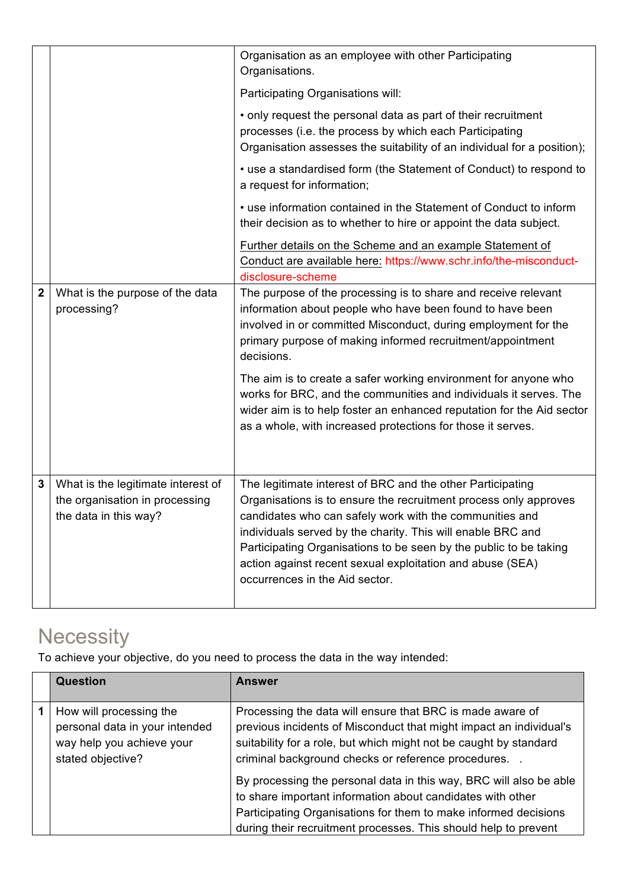| | | |
|---|---|---|
| | | Organisation as an employee with other Participating Organisations.<br><br>Participating Organisations will:<br><br>• only request the personal data as part of their recruitment processes (i.e. the process by which each Participating Organisation assesses the suitability of an individual for a position);<br><br>• use a standardised form (the Statement of Conduct) to respond to a request for information;<br><br>• use information contained in the Statement of Conduct to inform their decision as to whether to hire or appoint the data subject.<br><br>Further details on the Scheme and an example Statement of Conduct are available here: https://www.schr.info/the-misconduct-disclosure-scheme |
| **2** | What is the purpose of the data processing? | The purpose of the processing is to share and receive relevant information about people who have been found to have been involved in or committed Misconduct, during employment for the primary purpose of making informed recruitment/appointment decisions.<br><br>The aim is to create a safer working environment for anyone who works for BRC, and the communities and individuals it serves. The wider aim is to help foster an enhanced reputation for the Aid sector as a whole, with increased protections for those it serves. |
| **3** | What is the legitimate interest of the organisation in processing the data in this way? | The legitimate interest of BRC and the other Participating Organisations is to ensure the recruitment process only approves candidates who can safely work with the communities and individuals served by the charity. This will enable BRC and Participating Organisations to be seen by the public to be taking action against recent sexual exploitation and abuse (SEA) occurrences in the Aid sector. |

## Necessity

To achieve your objective, do you need to process the data in the way intended:

| | Question | Answer |
|---|---|---|
| **1** | How will processing the personal data in your intended way help you achieve your stated objective? | Processing the data will ensure that BRC is made aware of previous incidents of Misconduct that might impact an individual's suitability for a role, but which might not be caught by standard criminal background checks or reference procedures.  .<br><br>By processing the personal data in this way, BRC will also be able to share important information about candidates with other Participating Organisations for them to make informed decisions during their recruitment processes. This should help to prevent |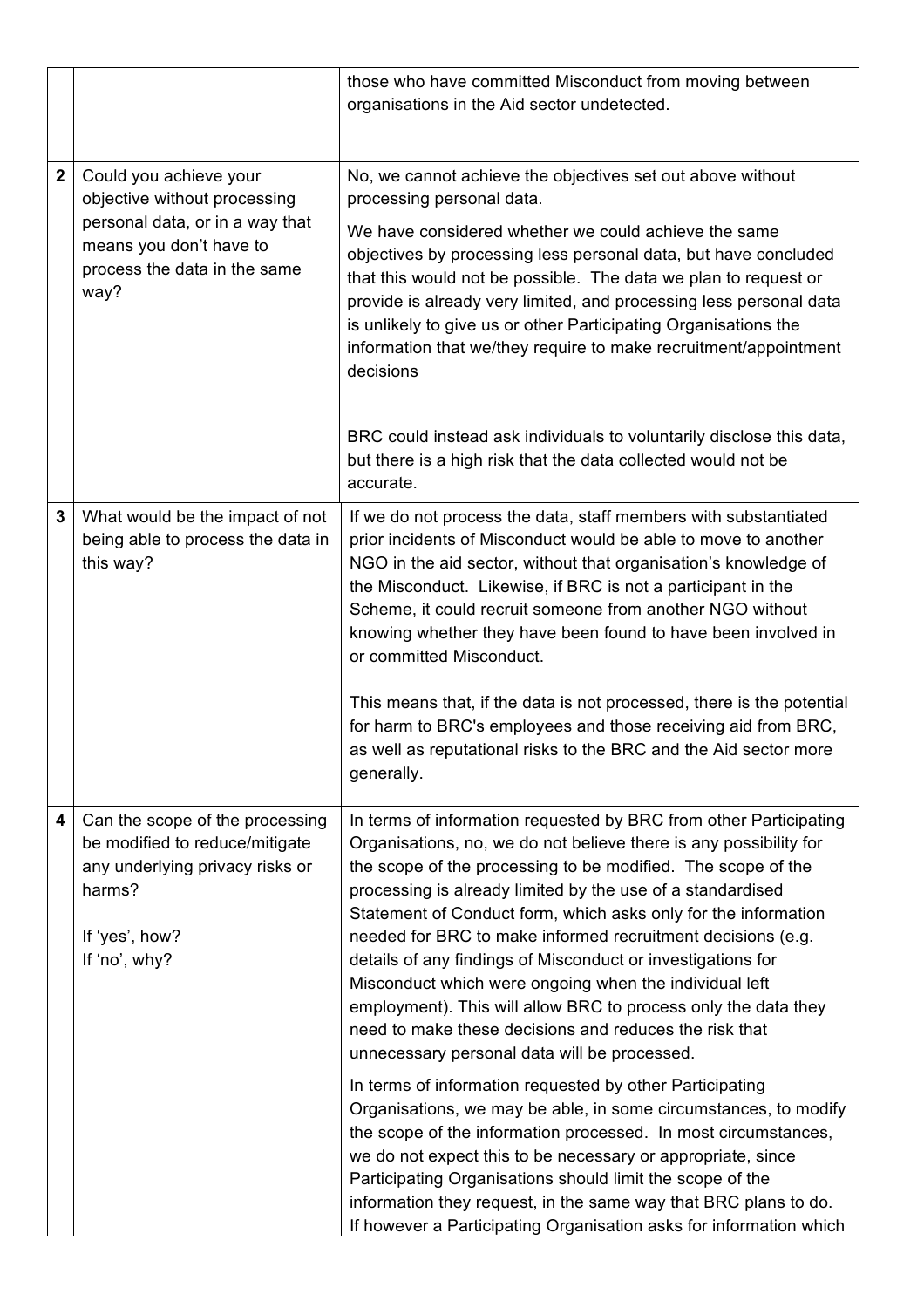| | | |
|---|---|---|
| | | those who have committed Misconduct from moving between organisations in the Aid sector undetected. |
| **2** | Could you achieve your objective without processing personal data, or in a way that means you don't have to process the data in the same way? | No, we cannot achieve the objectives set out above without processing personal data.<br><br>We have considered whether we could achieve the same objectives by processing less personal data, but have concluded that this would not be possible. The data we plan to request or provide is already very limited, and processing less personal data is unlikely to give us or other Participating Organisations the information that we/they require to make recruitment/appointment decisions<br><br>BRC could instead ask individuals to voluntarily disclose this data, but there is a high risk that the data collected would not be accurate. |
| **3** | What would be the impact of not being able to process the data in this way? | If we do not process the data, staff members with substantiated prior incidents of Misconduct would be able to move to another NGO in the aid sector, without that organisation's knowledge of the Misconduct. Likewise, if BRC is not a participant in the Scheme, it could recruit someone from another NGO without knowing whether they have been found to have been involved in or committed Misconduct.<br><br>This means that, if the data is not processed, there is the potential for harm to BRC's employees and those receiving aid from BRC, as well as reputational risks to the BRC and the Aid sector more generally. |
| **4** | Can the scope of the processing be modified to reduce/mitigate any underlying privacy risks or harms?<br><br>If 'yes', how?<br>If 'no', why? | In terms of information requested by BRC from other Participating Organisations, no, we do not believe there is any possibility for the scope of the processing to be modified. The scope of the processing is already limited by the use of a standardised Statement of Conduct form, which asks only for the information needed for BRC to make informed recruitment decisions (e.g. details of any findings of Misconduct or investigations for Misconduct which were ongoing when the individual left employment). This will allow BRC to process only the data they need to make these decisions and reduces the risk that unnecessary personal data will be processed.<br><br>In terms of information requested by other Participating Organisations, we may be able, in some circumstances, to modify the scope of the information processed. In most circumstances, we do not expect this to be necessary or appropriate, since Participating Organisations should limit the scope of the information they request, in the same way that BRC plans to do. If however a Participating Organisation asks for information which |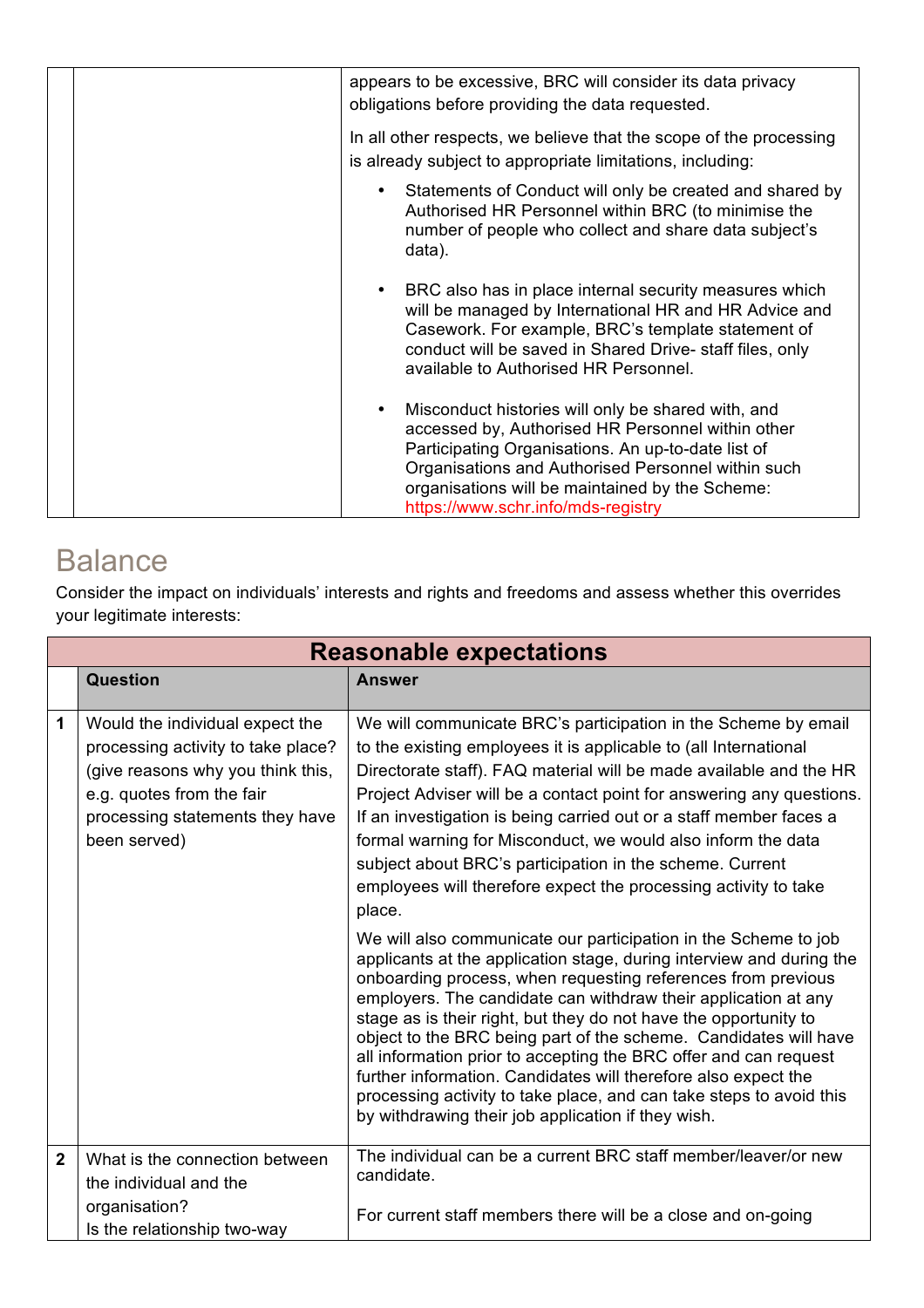| | | |
|---|---|---|
| | | appears to be excessive, BRC will consider its data privacy obligations before providing the data requested.<br><br>In all other respects, we believe that the scope of the processing is already subject to appropriate limitations, including:<br><br>• Statements of Conduct will only be created and shared by Authorised HR Personnel within BRC (to minimise the number of people who collect and share data subject's data).<br><br>• BRC also has in place internal security measures which will be managed by International HR and HR Advice and Casework. For example, BRC's template statement of conduct will be saved in Shared Drive- staff files, only available to Authorised HR Personnel.<br><br>• Misconduct histories will only be shared with, and accessed by, Authorised HR Personnel within other Participating Organisations. An up-to-date list of Organisations and Authorised Personnel within such organisations will be maintained by the Scheme: https://www.schr.info/mds-registry |

# Balance

Consider the impact on individuals' interests and rights and freedoms and assess whether this overrides your legitimate interests:

| Reasonable expectations | | |
|---|---|---|
| | **Question** | **Answer** |
| **1** | Would the individual expect the processing activity to take place? (give reasons why you think this, e.g. quotes from the fair processing statements they have been served) | We will communicate BRC's participation in the Scheme by email to the existing employees it is applicable to (all International Directorate staff). FAQ material will be made available and the HR Project Adviser will be a contact point for answering any questions. If an investigation is being carried out or a staff member faces a formal warning for Misconduct, we would also inform the data subject about BRC's participation in the scheme. Current employees will therefore expect the processing activity to take place.<br><br>We will also communicate our participation in the Scheme to job applicants at the application stage, during interview and during the onboarding process, when requesting references from previous employers. The candidate can withdraw their application at any stage as is their right, but they do not have the opportunity to object to the BRC being part of the scheme. Candidates will have all information prior to accepting the BRC offer and can request further information. Candidates will therefore also expect the processing activity to take place, and can take steps to avoid this by withdrawing their job application if they wish. |
| **2** | What is the connection between the individual and the organisation?<br>Is the relationship two-way | The individual can be a current BRC staff member/leaver/or new candidate.<br><br>For current staff members there will be a close and on-going |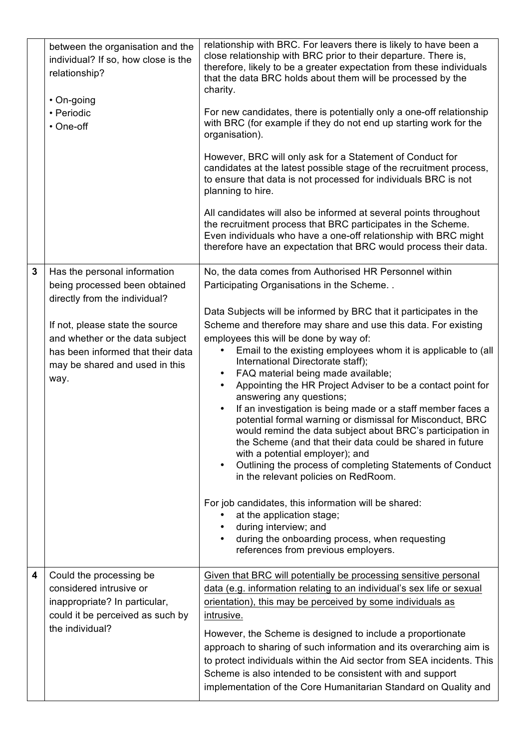|  |  |  |
|---|---|---|
|  | between the organisation and the individual? If so, how close is the relationship?<br><br>• On-going<br>• Periodic<br>• One-off | relationship with BRC. For leavers there is likely to have been a close relationship with BRC prior to their departure. There is, therefore, likely to be a greater expectation from these individuals that the data BRC holds about them will be processed by the charity.<br><br>For new candidates, there is potentially only a one-off relationship with BRC (for example if they do not end up starting work for the organisation).<br><br>However, BRC will only ask for a Statement of Conduct for candidates at the latest possible stage of the recruitment process, to ensure that data is not processed for individuals BRC is not planning to hire.<br><br>All candidates will also be informed at several points throughout the recruitment process that BRC participates in the Scheme. Even individuals who have a one-off relationship with BRC might therefore have an expectation that BRC would process their data. |
| 3 | Has the personal information being processed been obtained directly from the individual?<br><br>If not, please state the source and whether or the data subject has been informed that their data may be shared and used in this way. | No, the data comes from Authorised HR Personnel within Participating Organisations in the Scheme. .<br><br>Data Subjects will be informed by BRC that it participates in the Scheme and therefore may share and use this data. For existing employees this will be done by way of:<br>• Email to the existing employees whom it is applicable to (all International Directorate staff);<br>• FAQ material being made available;<br>• Appointing the HR Project Adviser to be a contact point for answering any questions;<br>• If an investigation is being made or a staff member faces a potential formal warning or dismissal for Misconduct, BRC would remind the data subject about BRC's participation in the Scheme (and that their data could be shared in future with a potential employer); and<br>• Outlining the process of completing Statements of Conduct in the relevant policies on RedRoom.<br><br>For job candidates, this information will be shared:<br>• at the application stage;<br>• during interview; and<br>• during the onboarding process, when requesting references from previous employers. |
| 4 | Could the processing be considered intrusive or inappropriate? In particular, could it be perceived as such by the individual? | <u>Given that BRC will potentially be processing sensitive personal data (e.g. information relating to an individual's sex life or sexual orientation), this may be perceived by some individuals as intrusive.</u><br><br>However, the Scheme is designed to include a proportionate approach to sharing of such information and its overarching aim is to protect individuals within the Aid sector from SEA incidents. This Scheme is also intended to be consistent with and support implementation of the Core Humanitarian Standard on Quality and |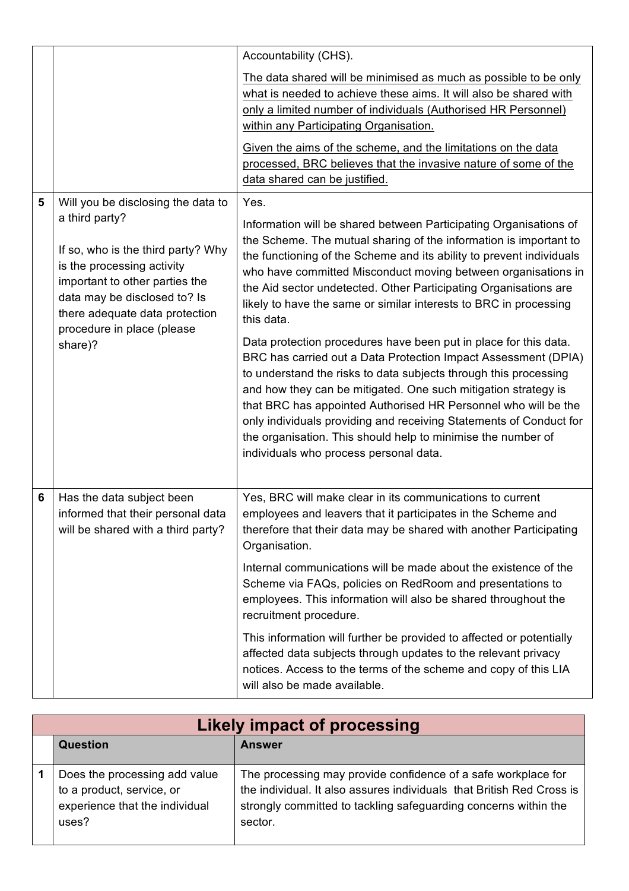| | | |
|---|---|---|
| | | Accountability (CHS).<br><br><u>The data shared will be minimised as much as possible to be only what is needed to achieve these aims. It will also be shared with only a limited number of individuals (Authorised HR Personnel) within any Participating Organisation.</u><br><br><u>Given the aims of the scheme, and the limitations on the data processed, BRC believes that the invasive nature of some of the data shared can be justified.</u> |
| 5 | Will you be disclosing the data to a third party?<br><br>If so, who is the third party? Why is the processing activity important to other parties the data may be disclosed to? Is there adequate data protection procedure in place (please share)? | Yes.<br><br>Information will be shared between Participating Organisations of the Scheme. The mutual sharing of the information is important to the functioning of the Scheme and its ability to prevent individuals who have committed Misconduct moving between organisations in the Aid sector undetected. Other Participating Organisations are likely to have the same or similar interests to BRC in processing this data.<br><br>Data protection procedures have been put in place for this data. BRC has carried out a Data Protection Impact Assessment (DPIA) to understand the risks to data subjects through this processing and how they can be mitigated. One such mitigation strategy is that BRC has appointed Authorised HR Personnel who will be the only individuals providing and receiving Statements of Conduct for the organisation. This should help to minimise the number of individuals who process personal data. |
| 6 | Has the data subject been informed that their personal data will be shared with a third party? | Yes, BRC will make clear in its communications to current employees and leavers that it participates in the Scheme and therefore that their data may be shared with another Participating Organisation.<br><br>Internal communications will be made about the existence of the Scheme via FAQs, policies on RedRoom and presentations to employees. This information will also be shared throughout the recruitment procedure.<br><br>This information will further be provided to affected or potentially affected data subjects through updates to the relevant privacy notices. Access to the terms of the scheme and copy of this LIA will also be made available. |

## Likely impact of processing

| | Question | Answer |
|---|---|---|
| 1 | Does the processing add value to a product, service, or experience that the individual uses? | The processing may provide confidence of a safe workplace for the individual. It also assures individuals that British Red Cross is strongly committed to tackling safeguarding concerns within the sector. |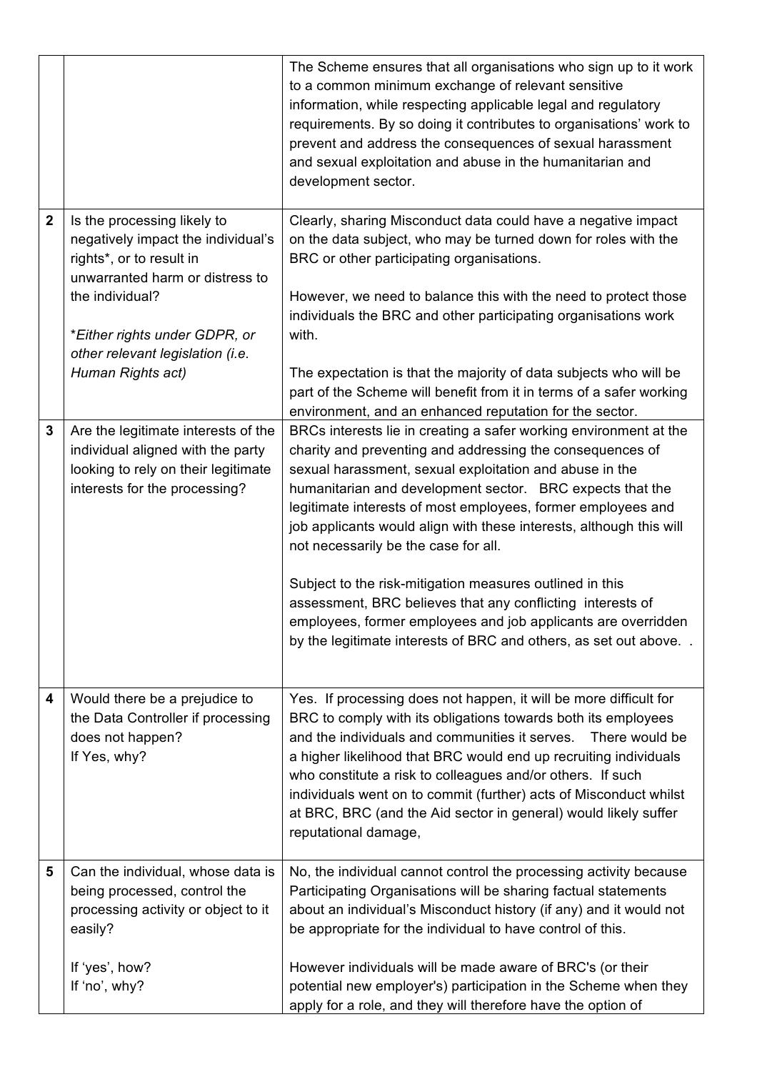| | | |
|---|---|---|
| | | The Scheme ensures that all organisations who sign up to it work to a common minimum exchange of relevant sensitive information, while respecting applicable legal and regulatory requirements. By so doing it contributes to organisations' work to prevent and address the consequences of sexual harassment and sexual exploitation and abuse in the humanitarian and development sector. |
| **2** | Is the processing likely to negatively impact the individual's rights*, or to result in unwarranted harm or distress to the individual?<br><br>*Either rights under GDPR, or other relevant legislation (i.e. Human Rights act)* | Clearly, sharing Misconduct data could have a negative impact on the data subject, who may be turned down for roles with the BRC or other participating organisations.<br><br>However, we need to balance this with the need to protect those individuals the BRC and other participating organisations work with.<br><br>The expectation is that the majority of data subjects who will be part of the Scheme will benefit from it in terms of a safer working environment, and an enhanced reputation for the sector. |
| **3** | Are the legitimate interests of the individual aligned with the party looking to rely on their legitimate interests for the processing? | BRCs interests lie in creating a safer working environment at the charity and preventing and addressing the consequences of sexual harassment, sexual exploitation and abuse in the humanitarian and development sector. BRC expects that the legitimate interests of most employees, former employees and job applicants would align with these interests, although this will not necessarily be the case for all.<br><br>Subject to the risk-mitigation measures outlined in this assessment, BRC believes that any conflicting interests of employees, former employees and job applicants are overridden by the legitimate interests of BRC and others, as set out above. . |
| **4** | Would there be a prejudice to the Data Controller if processing does not happen?<br>If Yes, why? | Yes. If processing does not happen, it will be more difficult for BRC to comply with its obligations towards both its employees and the individuals and communities it serves. There would be a higher likelihood that BRC would end up recruiting individuals who constitute a risk to colleagues and/or others. If such individuals went on to commit (further) acts of Misconduct whilst at BRC, BRC (and the Aid sector in general) would likely suffer reputational damage, |
| **5** | Can the individual, whose data is being processed, control the processing activity or object to it easily?<br><br>If 'yes', how?<br>If 'no', why? | No, the individual cannot control the processing activity because Participating Organisations will be sharing factual statements about an individual's Misconduct history (if any) and it would not be appropriate for the individual to have control of this.<br><br>However individuals will be made aware of BRC's (or their potential new employer's) participation in the Scheme when they apply for a role, and they will therefore have the option of |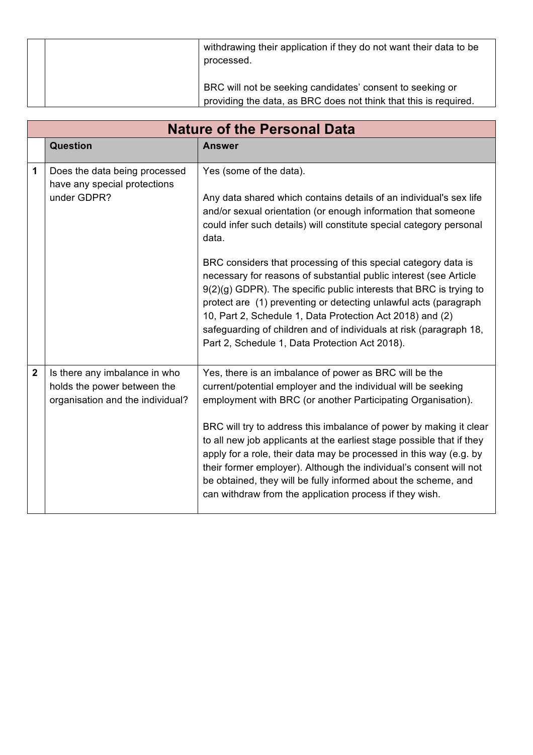| | | |
|---|---|---|
| | | withdrawing their application if they do not want their data to be processed.<br><br>BRC will not be seeking candidates' consent to seeking or providing the data, as BRC does not think that this is required. |

## Nature of the Personal Data

| | Question | Answer |
|---|---|---|
| **1** | Does the data being processed have any special protections under GDPR? | Yes (some of the data).<br><br>Any data shared which contains details of an individual's sex life and/or sexual orientation (or enough information that someone could infer such details) will constitute special category personal data.<br><br>BRC considers that processing of this special category data is necessary for reasons of substantial public interest (see Article 9(2)(g) GDPR). The specific public interests that BRC is trying to protect are (1) preventing or detecting unlawful acts (paragraph 10, Part 2, Schedule 1, Data Protection Act 2018) and (2) safeguarding of children and of individuals at risk (paragraph 18, Part 2, Schedule 1, Data Protection Act 2018). |
| **2** | Is there any imbalance in who holds the power between the organisation and the individual? | Yes, there is an imbalance of power as BRC will be the current/potential employer and the individual will be seeking employment with BRC (or another Participating Organisation).<br><br>BRC will try to address this imbalance of power by making it clear to all new job applicants at the earliest stage possible that if they apply for a role, their data may be processed in this way (e.g. by their former employer). Although the individual's consent will not be obtained, they will be fully informed about the scheme, and can withdraw from the application process if they wish. |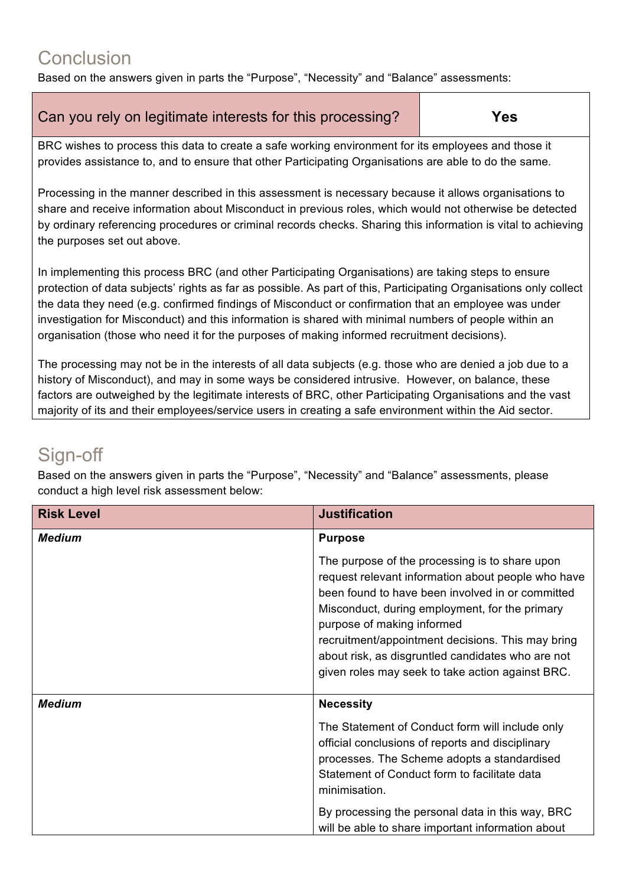## Conclusion

Based on the answers given in parts the "Purpose", "Necessity" and "Balance" assessments:

| Can you rely on legitimate interests for this processing? | **Yes** |
|---|---|
| BRC wishes to process this data to create a safe working environment for its employees and those it provides assistance to, and to ensure that other Participating Organisations are able to do the same.<br><br>Processing in the manner described in this assessment is necessary because it allows organisations to share and receive information about Misconduct in previous roles, which would not otherwise be detected by ordinary referencing procedures or criminal records checks. Sharing this information is vital to achieving the purposes set out above.<br><br>In implementing this process BRC (and other Participating Organisations) are taking steps to ensure protection of data subjects' rights as far as possible. As part of this, Participating Organisations only collect the data they need (e.g. confirmed findings of Misconduct or confirmation that an employee was under investigation for Misconduct) and this information is shared with minimal numbers of people within an organisation (those who need it for the purposes of making informed recruitment decisions).<br><br>The processing may not be in the interests of all data subjects (e.g. those who are denied a job due to a history of Misconduct), and may in some ways be considered intrusive. However, on balance, these factors are outweighed by the legitimate interests of BRC, other Participating Organisations and the vast majority of its and their employees/service users in creating a safe environment within the Aid sector. | |

## Sign-off

Based on the answers given in parts the "Purpose", "Necessity" and "Balance" assessments, please conduct a high level risk assessment below:

| Risk Level | Justification |
|---|---|
| ***Medium*** | **Purpose**<br><br>The purpose of the processing is to share upon request relevant information about people who have been found to have been involved in or committed Misconduct, during employment, for the primary purpose of making informed recruitment/appointment decisions. This may bring about risk, as disgruntled candidates who are not given roles may seek to take action against BRC. |
| ***Medium*** | **Necessity**<br><br>The Statement of Conduct form will include only official conclusions of reports and disciplinary processes. The Scheme adopts a standardised Statement of Conduct form to facilitate data minimisation.<br><br>By processing the personal data in this way, BRC will be able to share important information about |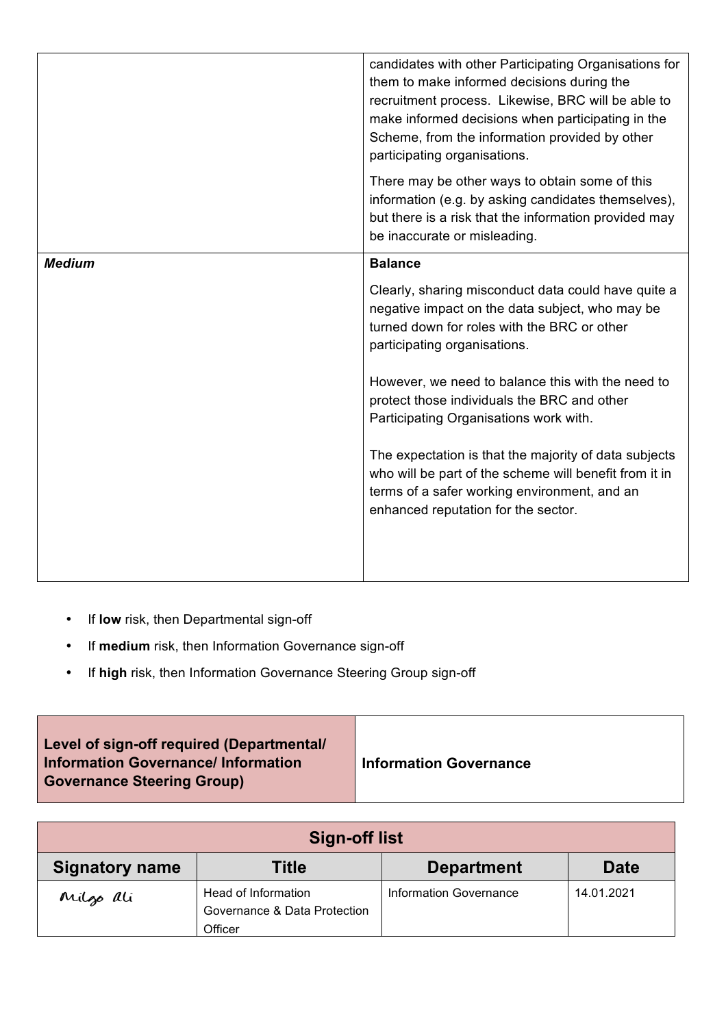| | |
|---|---|
| | candidates with other Participating Organisations for them to make informed decisions during the recruitment process. Likewise, BRC will be able to make informed decisions when participating in the Scheme, from the information provided by other participating organisations.<br><br>There may be other ways to obtain some of this information (e.g. by asking candidates themselves), but there is a risk that the information provided may be inaccurate or misleading. |
| ***Medium*** | **Balance**<br><br>Clearly, sharing misconduct data could have quite a negative impact on the data subject, who may be turned down for roles with the BRC or other participating organisations.<br><br>However, we need to balance this with the need to protect those individuals the BRC and other Participating Organisations work with.<br><br>The expectation is that the majority of data subjects who will be part of the scheme will benefit from it in terms of a safer working environment, and an enhanced reputation for the sector. |

- If **low** risk, then Departmental sign-off
- If **medium** risk, then Information Governance sign-off
- If **high** risk, then Information Governance Steering Group sign-off

| | |
|---|---|
| **Level of sign-off required (Departmental/ Information Governance/ Information Governance Steering Group)** | **Information Governance** |

| **Sign-off list** | | | |
|---|---|---|---|
| **Signatory name** | **Title** | **Department** | **Date** |
| Milgo Ali | Head of Information Governance & Data Protection Officer | Information Governance | 14.01.2021 |